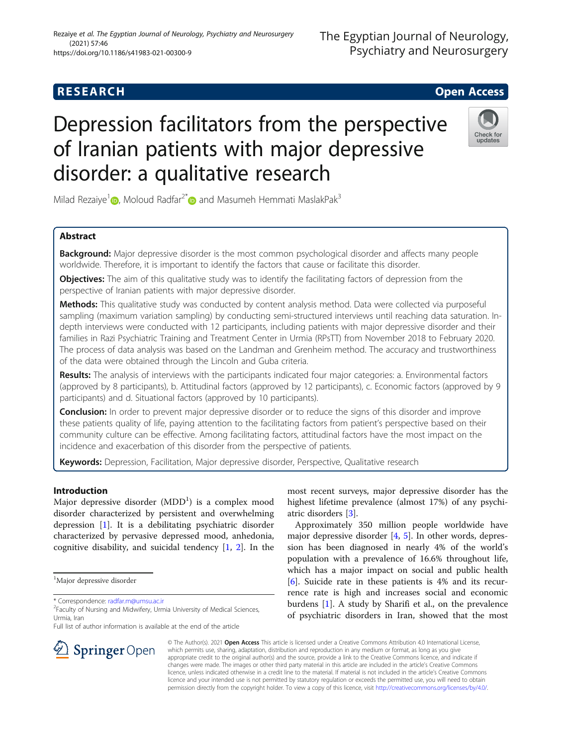RESEARCH Open Access

# Depression facilitators from the perspective of Iranian patients with major depressive disorder: a qualitative research

Milad Rezaiye[1], Moloud Radfar[2*] and Masumeh Hemmati MaslakPak[3]

## Abstract

**Background:** Major depressive disorder is the most common psychological disorder and affects many people worldwide. Therefore, it is important to identify the factors that cause or facilitate this disorder.

**Objectives:** The aim of this qualitative study was to identify the facilitating factors of depression from the perspective of Iranian patients with major depressive disorder.

**Methods:** This qualitative study was conducted by content analysis method. Data were collected via purposeful sampling (maximum variation sampling) by conducting semi-structured interviews until reaching data saturation. In-depth interviews were conducted with 12 participants, including patients with major depressive disorder and their families in Razi Psychiatric Training and Treatment Center in Urmia (RPsTT) from November 2018 to February 2020. The process of data analysis was based on the Landman and Grenheim method. The accuracy and trustworthiness of the data were obtained through the Lincoln and Guba criteria.

**Results:** The analysis of interviews with the participants indicated four major categories: a. Environmental factors (approved by 8 participants), b. Attitudinal factors (approved by 12 participants), c. Economic factors (approved by 9 participants) and d. Situational factors (approved by 10 participants).

**Conclusion:** In order to prevent major depressive disorder or to reduce the signs of this disorder and improve these patients quality of life, paying attention to the facilitating factors from patient's perspective based on their community culture can be effective. Among facilitating factors, attitudinal factors have the most impact on the incidence and exacerbation of this disorder from the perspective of patients.

**Keywords:** Depression, Facilitation, Major depressive disorder, Perspective, Qualitative research

## Introduction

Major depressive disorder (MDD[1]) is a complex mood disorder characterized by persistent and overwhelming depression [1]. It is a debilitating psychiatric disorder characterized by pervasive depressed mood, anhedonia, cognitive disability, and suicidal tendency [1, 2]. In the most recent surveys, major depressive disorder has the highest lifetime prevalence (almost 17%) of any psychiatric disorders [3].

Approximately 350 million people worldwide have major depressive disorder [4, 5]. In other words, depression has been diagnosed in nearly 4% of the world's population with a prevalence of 16.6% throughout life, which has a major impact on social and public health [6]. Suicide rate in these patients is 4% and its recurrence rate is high and increases social and economic burdens [1]. A study by Sharifi et al., on the prevalence of psychiatric disorders in Iran, showed that the most

[1] Major depressive disorder

* Correspondence: radfar.m@umsu.ac.ir
[2] Faculty of Nursing and Midwifery, Urmia University of Medical Sciences, Urmia, Iran
Full list of author information is available at the end of the article

© The Author(s). 2021 **Open Access** This article is licensed under a Creative Commons Attribution 4.0 International License, which permits use, sharing, adaptation, distribution and reproduction in any medium or format, as long as you give appropriate credit to the original author(s) and the source, provide a link to the Creative Commons licence, and indicate if changes were made. The images or other third party material in this article are included in the article's Creative Commons licence, unless indicated otherwise in a credit line to the material. If material is not included in the article's Creative Commons licence and your intended use is not permitted by statutory regulation or exceeds the permitted use, you will need to obtain permission directly from the copyright holder. To view a copy of this licence, visit http://creativecommons.org/licenses/by/4.0/.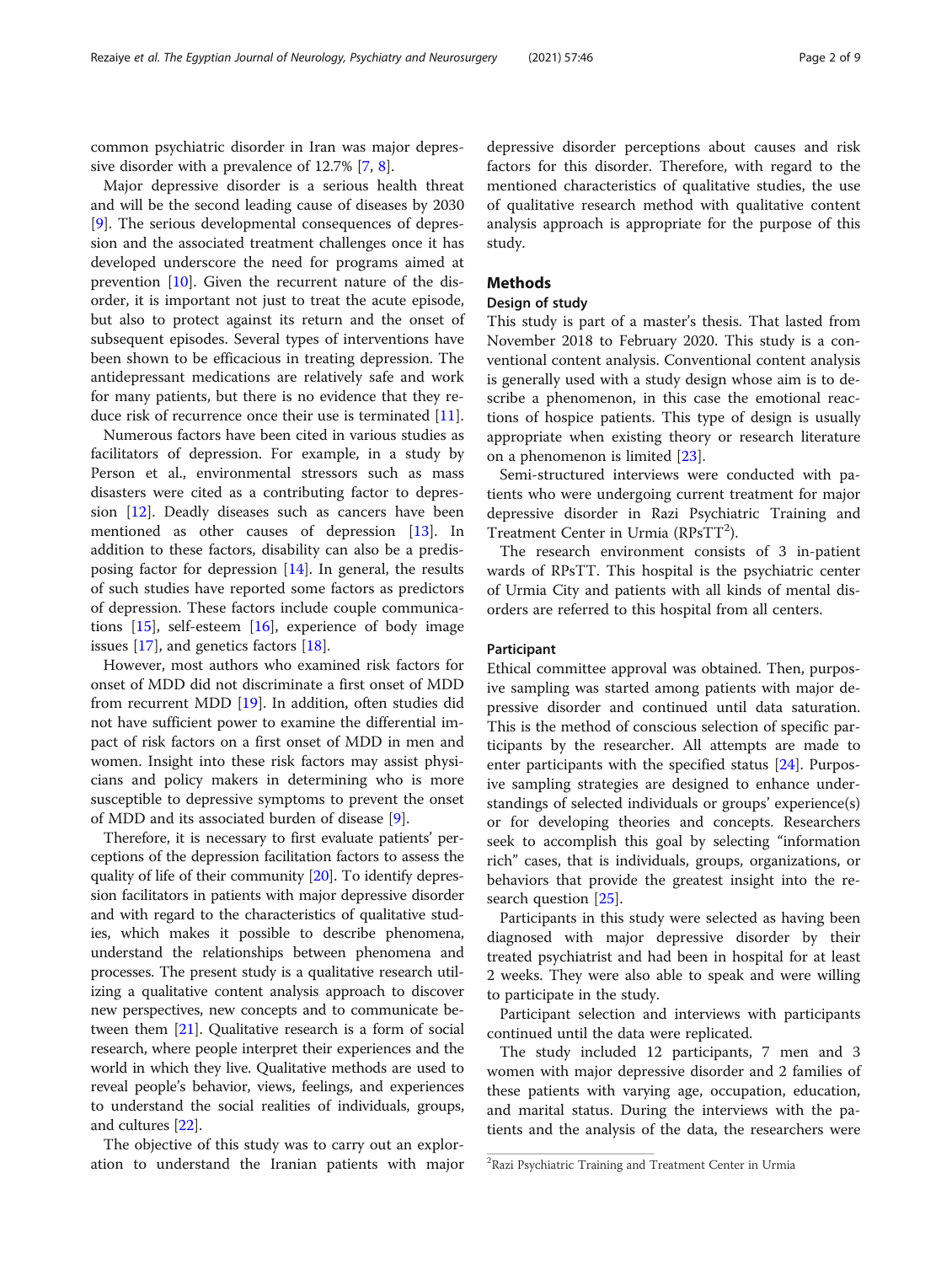common psychiatric disorder in Iran was major depressive disorder with a prevalence of 12.7% [7, 8].

Major depressive disorder is a serious health threat and will be the second leading cause of diseases by 2030 [9]. The serious developmental consequences of depression and the associated treatment challenges once it has developed underscore the need for programs aimed at prevention [10]. Given the recurrent nature of the disorder, it is important not just to treat the acute episode, but also to protect against its return and the onset of subsequent episodes. Several types of interventions have been shown to be efficacious in treating depression. The antidepressant medications are relatively safe and work for many patients, but there is no evidence that they reduce risk of recurrence once their use is terminated [11].

Numerous factors have been cited in various studies as facilitators of depression. For example, in a study by Person et al., environmental stressors such as mass disasters were cited as a contributing factor to depression [12]. Deadly diseases such as cancers have been mentioned as other causes of depression [13]. In addition to these factors, disability can also be a predisposing factor for depression [14]. In general, the results of such studies have reported some factors as predictors of depression. These factors include couple communications [15], self-esteem [16], experience of body image issues [17], and genetics factors [18].

However, most authors who examined risk factors for onset of MDD did not discriminate a first onset of MDD from recurrent MDD [19]. In addition, often studies did not have sufficient power to examine the differential impact of risk factors on a first onset of MDD in men and women. Insight into these risk factors may assist physicians and policy makers in determining who is more susceptible to depressive symptoms to prevent the onset of MDD and its associated burden of disease [9].

Therefore, it is necessary to first evaluate patients' perceptions of the depression facilitation factors to assess the quality of life of their community [20]. To identify depression facilitators in patients with major depressive disorder and with regard to the characteristics of qualitative studies, which makes it possible to describe phenomena, understand the relationships between phenomena and processes. The present study is a qualitative research utilizing a qualitative content analysis approach to discover new perspectives, new concepts and to communicate between them [21]. Qualitative research is a form of social research, where people interpret their experiences and the world in which they live. Qualitative methods are used to reveal people's behavior, views, feelings, and experiences to understand the social realities of individuals, groups, and cultures [22].

The objective of this study was to carry out an exploration to understand the Iranian patients with major depressive disorder perceptions about causes and risk factors for this disorder. Therefore, with regard to the mentioned characteristics of qualitative studies, the use of qualitative research method with qualitative content analysis approach is appropriate for the purpose of this study.

## Methods

### Design of study

This study is part of a master's thesis. That lasted from November 2018 to February 2020. This study is a conventional content analysis. Conventional content analysis is generally used with a study design whose aim is to describe a phenomenon, in this case the emotional reactions of hospice patients. This type of design is usually appropriate when existing theory or research literature on a phenomenon is limited [23].

Semi-structured interviews were conducted with patients who were undergoing current treatment for major depressive disorder in Razi Psychiatric Training and Treatment Center in Urmia (RPsTT[2]).

The research environment consists of 3 in-patient wards of RPsTT. This hospital is the psychiatric center of Urmia City and patients with all kinds of mental disorders are referred to this hospital from all centers.

### Participant

Ethical committee approval was obtained. Then, purposive sampling was started among patients with major depressive disorder and continued until data saturation. This is the method of conscious selection of specific participants by the researcher. All attempts are made to enter participants with the specified status [24]. Purposive sampling strategies are designed to enhance understandings of selected individuals or groups' experience(s) or for developing theories and concepts. Researchers seek to accomplish this goal by selecting "information rich" cases, that is individuals, groups, organizations, or behaviors that provide the greatest insight into the research question [25].

Participants in this study were selected as having been diagnosed with major depressive disorder by their treated psychiatrist and had been in hospital for at least 2 weeks. They were also able to speak and were willing to participate in the study.

Participant selection and interviews with participants continued until the data were replicated.

The study included 12 participants, 7 men and 3 women with major depressive disorder and 2 families of these patients with varying age, occupation, education, and marital status. During the interviews with the patients and the analysis of the data, the researchers were

[2] Razi Psychiatric Training and Treatment Center in Urmia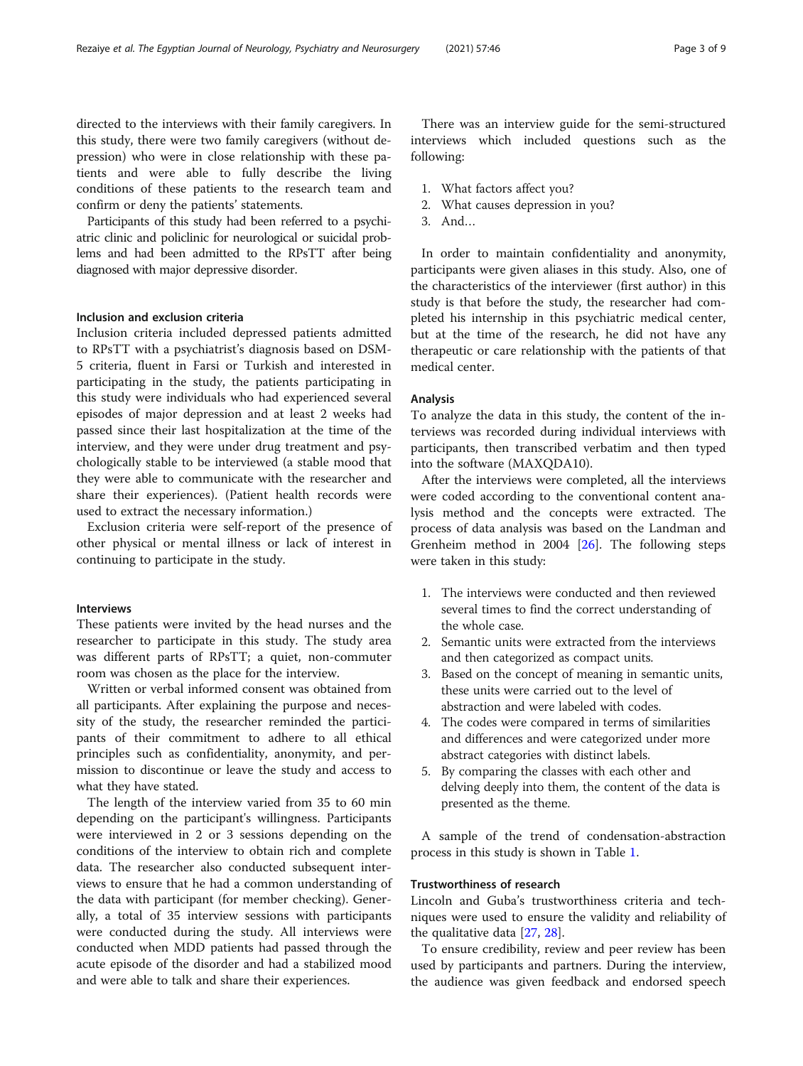directed to the interviews with their family caregivers. In this study, there were two family caregivers (without depression) who were in close relationship with these patients and were able to fully describe the living conditions of these patients to the research team and confirm or deny the patients' statements.

Participants of this study had been referred to a psychiatric clinic and policlinic for neurological or suicidal problems and had been admitted to the RPsTT after being diagnosed with major depressive disorder.

### Inclusion and exclusion criteria

Inclusion criteria included depressed patients admitted to RPsTT with a psychiatrist's diagnosis based on DSM-5 criteria, fluent in Farsi or Turkish and interested in participating in the study, the patients participating in this study were individuals who had experienced several episodes of major depression and at least 2 weeks had passed since their last hospitalization at the time of the interview, and they were under drug treatment and psychologically stable to be interviewed (a stable mood that they were able to communicate with the researcher and share their experiences). (Patient health records were used to extract the necessary information.)

Exclusion criteria were self-report of the presence of other physical or mental illness or lack of interest in continuing to participate in the study.

### Interviews

These patients were invited by the head nurses and the researcher to participate in this study. The study area was different parts of RPsTT; a quiet, non-commuter room was chosen as the place for the interview.

Written or verbal informed consent was obtained from all participants. After explaining the purpose and necessity of the study, the researcher reminded the participants of their commitment to adhere to all ethical principles such as confidentiality, anonymity, and permission to discontinue or leave the study and access to what they have stated.

The length of the interview varied from 35 to 60 min depending on the participant's willingness. Participants were interviewed in 2 or 3 sessions depending on the conditions of the interview to obtain rich and complete data. The researcher also conducted subsequent interviews to ensure that he had a common understanding of the data with participant (for member checking). Generally, a total of 35 interview sessions with participants were conducted during the study. All interviews were conducted when MDD patients had passed through the acute episode of the disorder and had a stabilized mood and were able to talk and share their experiences.

There was an interview guide for the semi-structured interviews which included questions such as the following:

1. What factors affect you?
2. What causes depression in you?
3. And…

In order to maintain confidentiality and anonymity, participants were given aliases in this study. Also, one of the characteristics of the interviewer (first author) in this study is that before the study, the researcher had completed his internship in this psychiatric medical center, but at the time of the research, he did not have any therapeutic or care relationship with the patients of that medical center.

### Analysis

To analyze the data in this study, the content of the interviews was recorded during individual interviews with participants, then transcribed verbatim and then typed into the software (MAXQDA10).

After the interviews were completed, all the interviews were coded according to the conventional content analysis method and the concepts were extracted. The process of data analysis was based on the Landman and Grenheim method in 2004 [26]. The following steps were taken in this study:

1. The interviews were conducted and then reviewed several times to find the correct understanding of the whole case.
2. Semantic units were extracted from the interviews and then categorized as compact units.
3. Based on the concept of meaning in semantic units, these units were carried out to the level of abstraction and were labeled with codes.
4. The codes were compared in terms of similarities and differences and were categorized under more abstract categories with distinct labels.
5. By comparing the classes with each other and delving deeply into them, the content of the data is presented as the theme.

A sample of the trend of condensation-abstraction process in this study is shown in Table 1.

### Trustworthiness of research

Lincoln and Guba's trustworthiness criteria and techniques were used to ensure the validity and reliability of the qualitative data [27, 28].

To ensure credibility, review and peer review has been used by participants and partners. During the interview, the audience was given feedback and endorsed speech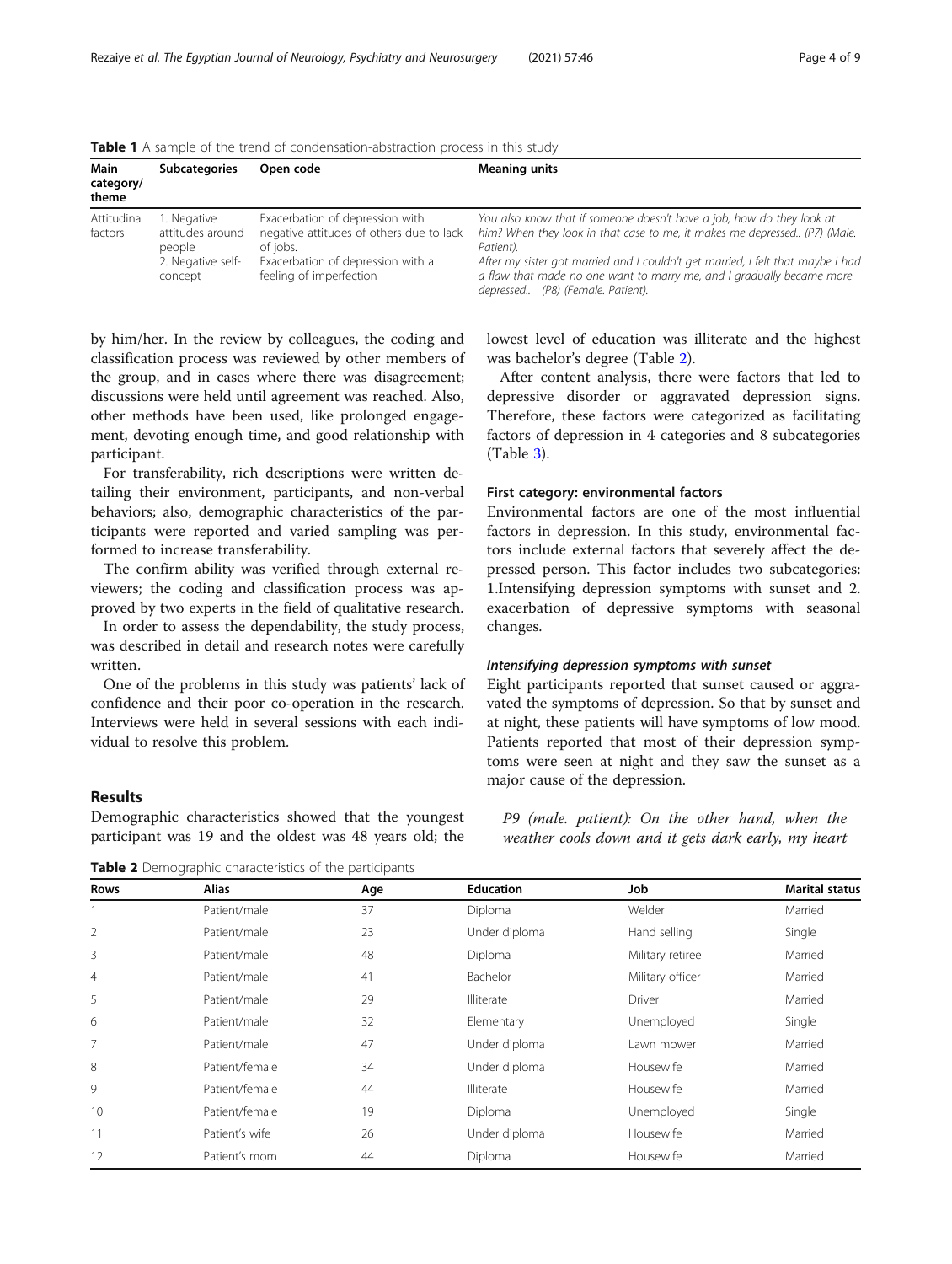**Table 1** A sample of the trend of condensation-abstraction process in this study

| Main category/ theme | Subcategories | Open code | Meaning units |
|---|---|---|---|
| Attitudinal factors | 1. Negative attitudes around people<br>2. Negative self-concept | Exacerbation of depression with negative attitudes of others due to lack of jobs.<br>Exacerbation of depression with a feeling of imperfection | *You also know that if someone doesn't have a job, how do they look at him? When they look in that case to me, it makes me depressed.. (P7) (Male. Patient).*<br>*After my sister got married and I couldn't get married, I felt that maybe I had a flaw that made no one want to marry me, and I gradually became more depressed.. (P8) (Female. Patient).* |

by him/her. In the review by colleagues, the coding and classification process was reviewed by other members of the group, and in cases where there was disagreement; discussions were held until agreement was reached. Also, other methods have been used, like prolonged engagement, devoting enough time, and good relationship with participant.

For transferability, rich descriptions were written detailing their environment, participants, and non-verbal behaviors; also, demographic characteristics of the participants were reported and varied sampling was performed to increase transferability.

The confirm ability was verified through external reviewers; the coding and classification process was approved by two experts in the field of qualitative research.

In order to assess the dependability, the study process, was described in detail and research notes were carefully written.

One of the problems in this study was patients' lack of confidence and their poor co-operation in the research. Interviews were held in several sessions with each individual to resolve this problem.

## Results

Demographic characteristics showed that the youngest participant was 19 and the oldest was 48 years old; the lowest level of education was illiterate and the highest was bachelor's degree (Table 2).

After content analysis, there were factors that led to depressive disorder or aggravated depression signs. Therefore, these factors were categorized as facilitating factors of depression in 4 categories and 8 subcategories (Table 3).

### First category: environmental factors

Environmental factors are one of the most influential factors in depression. In this study, environmental factors include external factors that severely affect the depressed person. This factor includes two subcategories: 1.Intensifying depression symptoms with sunset and 2. exacerbation of depressive symptoms with seasonal changes.

#### *Intensifying depression symptoms with sunset*

Eight participants reported that sunset caused or aggravated the symptoms of depression. So that by sunset and at night, these patients will have symptoms of low mood. Patients reported that most of their depression symptoms were seen at night and they saw the sunset as a major cause of the depression.

*P9 (male. patient): On the other hand, when the weather cools down and it gets dark early, my heart*

**Table 2** Demographic characteristics of the participants

| Rows | Alias | Age | Education | Job | Marital status |
|---|---|---|---|---|---|
| 1 | Patient/male | 37 | Diploma | Welder | Married |
| 2 | Patient/male | 23 | Under diploma | Hand selling | Single |
| 3 | Patient/male | 48 | Diploma | Military retiree | Married |
| 4 | Patient/male | 41 | Bachelor | Military officer | Married |
| 5 | Patient/male | 29 | Illiterate | Driver | Married |
| 6 | Patient/male | 32 | Elementary | Unemployed | Single |
| 7 | Patient/male | 47 | Under diploma | Lawn mower | Married |
| 8 | Patient/female | 34 | Under diploma | Housewife | Married |
| 9 | Patient/female | 44 | Illiterate | Housewife | Married |
| 10 | Patient/female | 19 | Diploma | Unemployed | Single |
| 11 | Patient's wife | 26 | Under diploma | Housewife | Married |
| 12 | Patient's mom | 44 | Diploma | Housewife | Married |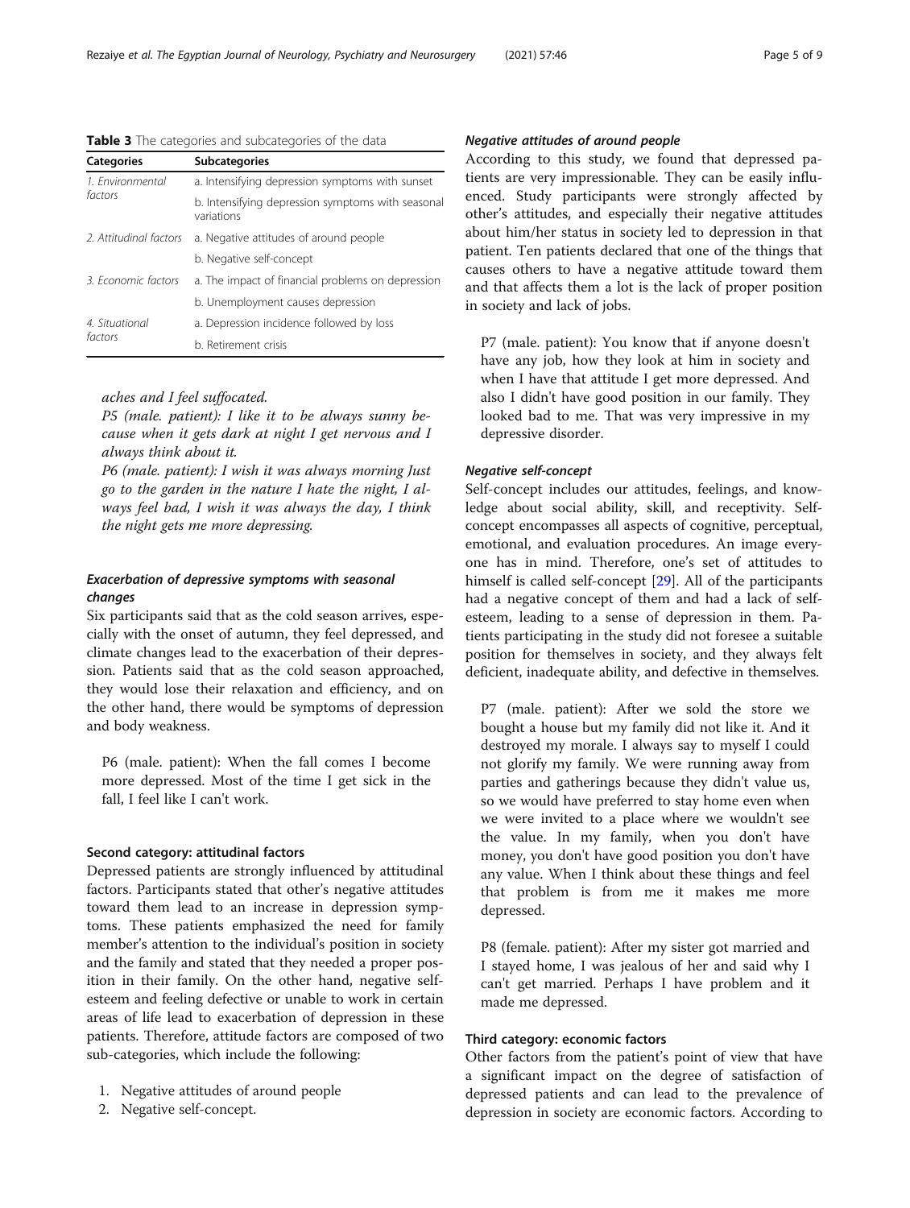**Table 3** The categories and subcategories of the data

| Categories | Subcategories |
|---|---|
| *1. Environmental factors* | a. Intensifying depression symptoms with sunset |
| | b. Intensifying depression symptoms with seasonal variations |
| *2. Attitudinal factors* | a. Negative attitudes of around people |
| | b. Negative self-concept |
| *3. Economic factors* | a. The impact of financial problems on depression |
| | b. Unemployment causes depression |
| *4. Situational factors* | a. Depression incidence followed by loss |
| | b. Retirement crisis |

*aches and I feel suffocated.*

*P5 (male. patient): I like it to be always sunny because when it gets dark at night I get nervous and I always think about it.*

*P6 (male. patient): I wish it was always morning Just go to the garden in the nature I hate the night, I always feel bad, I wish it was always the day, I think the night gets me more depressing.*

#### *Exacerbation of depressive symptoms with seasonal changes*

Six participants said that as the cold season arrives, especially with the onset of autumn, they feel depressed, and climate changes lead to the exacerbation of their depression. Patients said that as the cold season approached, they would lose their relaxation and efficiency, and on the other hand, there would be symptoms of depression and body weakness.

> P6 (male. patient): When the fall comes I become more depressed. Most of the time I get sick in the fall, I feel like I can't work.

### Second category: attitudinal factors

Depressed patients are strongly influenced by attitudinal factors. Participants stated that other's negative attitudes toward them lead to an increase in depression symptoms. These patients emphasized the need for family member's attention to the individual's position in society and the family and stated that they needed a proper position in their family. On the other hand, negative self-esteem and feeling defective or unable to work in certain areas of life lead to exacerbation of depression in these patients. Therefore, attitude factors are composed of two sub-categories, which include the following:

1. Negative attitudes of around people
2. Negative self-concept.

#### *Negative attitudes of around people*

According to this study, we found that depressed patients are very impressionable. They can be easily influenced. Study participants were strongly affected by other's attitudes, and especially their negative attitudes about him/her status in society led to depression in that patient. Ten patients declared that one of the things that causes others to have a negative attitude toward them and that affects them a lot is the lack of proper position in society and lack of jobs.

> P7 (male. patient): You know that if anyone doesn't have any job, how they look at him in society and when I have that attitude I get more depressed. And also I didn't have good position in our family. They looked bad to me. That was very impressive in my depressive disorder.

#### *Negative self-concept*

Self-concept includes our attitudes, feelings, and knowledge about social ability, skill, and receptivity. Self-concept encompasses all aspects of cognitive, perceptual, emotional, and evaluation procedures. An image everyone has in mind. Therefore, one's set of attitudes to himself is called self-concept [29]. All of the participants had a negative concept of them and had a lack of self-esteem, leading to a sense of depression in them. Patients participating in the study did not foresee a suitable position for themselves in society, and they always felt deficient, inadequate ability, and defective in themselves.

> P7 (male. patient): After we sold the store we bought a house but my family did not like it. And it destroyed my morale. I always say to myself I could not glorify my family. We were running away from parties and gatherings because they didn't value us, so we would have preferred to stay home even when we were invited to a place where we wouldn't see the value. In my family, when you don't have money, you don't have good position you don't have any value. When I think about these things and feel that problem is from me it makes me more depressed.

> P8 (female. patient): After my sister got married and I stayed home, I was jealous of her and said why I can't get married. Perhaps I have problem and it made me depressed.

### Third category: economic factors

Other factors from the patient's point of view that have a significant impact on the degree of satisfaction of depressed patients and can lead to the prevalence of depression in society are economic factors. According to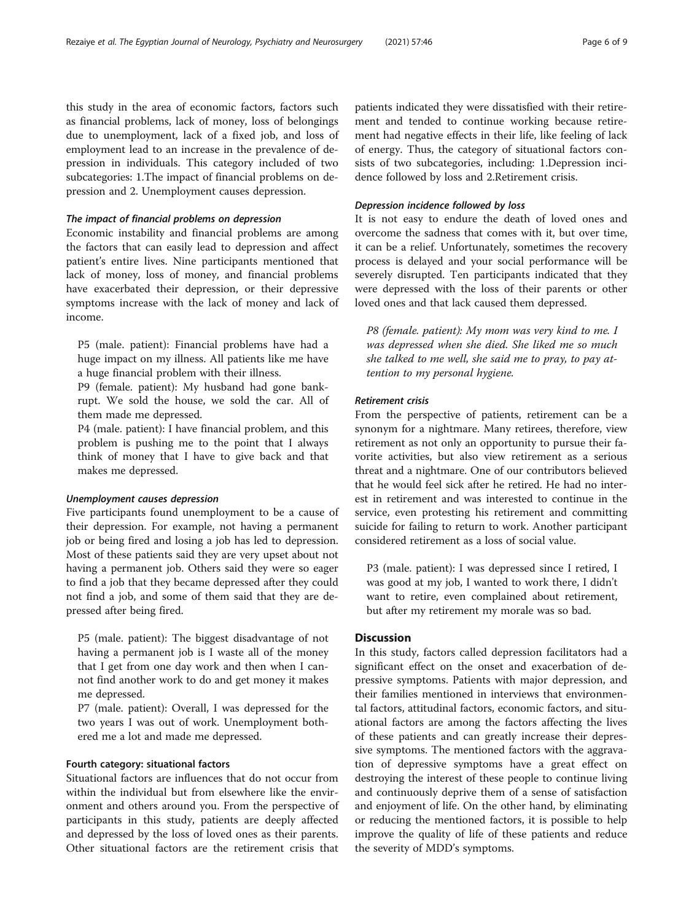this study in the area of economic factors, factors such as financial problems, lack of money, loss of belongings due to unemployment, lack of a fixed job, and loss of employment lead to an increase in the prevalence of depression in individuals. This category included of two subcategories: 1.The impact of financial problems on depression and 2. Unemployment causes depression.

#### *The impact of financial problems on depression*

Economic instability and financial problems are among the factors that can easily lead to depression and affect patient's entire lives. Nine participants mentioned that lack of money, loss of money, and financial problems have exacerbated their depression, or their depressive symptoms increase with the lack of money and lack of income.

> P5 (male. patient): Financial problems have had a huge impact on my illness. All patients like me have a huge financial problem with their illness.
>
> P9 (female. patient): My husband had gone bankrupt. We sold the house, we sold the car. All of them made me depressed.
>
> P4 (male. patient): I have financial problem, and this problem is pushing me to the point that I always think of money that I have to give back and that makes me depressed.

#### *Unemployment causes depression*

Five participants found unemployment to be a cause of their depression. For example, not having a permanent job or being fired and losing a job has led to depression. Most of these patients said they are very upset about not having a permanent job. Others said they were so eager to find a job that they became depressed after they could not find a job, and some of them said that they are depressed after being fired.

> P5 (male. patient): The biggest disadvantage of not having a permanent job is I waste all of the money that I get from one day work and then when I cannot find another work to do and get money it makes me depressed.
>
> P7 (male. patient): Overall, I was depressed for the two years I was out of work. Unemployment bothered me a lot and made me depressed.

### Fourth category: situational factors

Situational factors are influences that do not occur from within the individual but from elsewhere like the environment and others around you. From the perspective of participants in this study, patients are deeply affected and depressed by the loss of loved ones as their parents. Other situational factors are the retirement crisis that patients indicated they were dissatisfied with their retirement and tended to continue working because retirement had negative effects in their life, like feeling of lack of energy. Thus, the category of situational factors consists of two subcategories, including: 1.Depression incidence followed by loss and 2.Retirement crisis.

#### *Depression incidence followed by loss*

It is not easy to endure the death of loved ones and overcome the sadness that comes with it, but over time, it can be a relief. Unfortunately, sometimes the recovery process is delayed and your social performance will be severely disrupted. Ten participants indicated that they were depressed with the loss of their parents or other loved ones and that lack caused them depressed.

> *P8 (female. patient): My mom was very kind to me. I was depressed when she died. She liked me so much she talked to me well, she said me to pray, to pay attention to my personal hygiene.*

#### *Retirement crisis*

From the perspective of patients, retirement can be a synonym for a nightmare. Many retirees, therefore, view retirement as not only an opportunity to pursue their favorite activities, but also view retirement as a serious threat and a nightmare. One of our contributors believed that he would feel sick after he retired. He had no interest in retirement and was interested to continue in the service, even protesting his retirement and committing suicide for failing to return to work. Another participant considered retirement as a loss of social value.

> P3 (male. patient): I was depressed since I retired, I was good at my job, I wanted to work there, I didn't want to retire, even complained about retirement, but after my retirement my morale was so bad.

## Discussion

In this study, factors called depression facilitators had a significant effect on the onset and exacerbation of depressive symptoms. Patients with major depression, and their families mentioned in interviews that environmental factors, attitudinal factors, economic factors, and situational factors are among the factors affecting the lives of these patients and can greatly increase their depressive symptoms. The mentioned factors with the aggravation of depressive symptoms have a great effect on destroying the interest of these people to continue living and continuously deprive them of a sense of satisfaction and enjoyment of life. On the other hand, by eliminating or reducing the mentioned factors, it is possible to help improve the quality of life of these patients and reduce the severity of MDD's symptoms.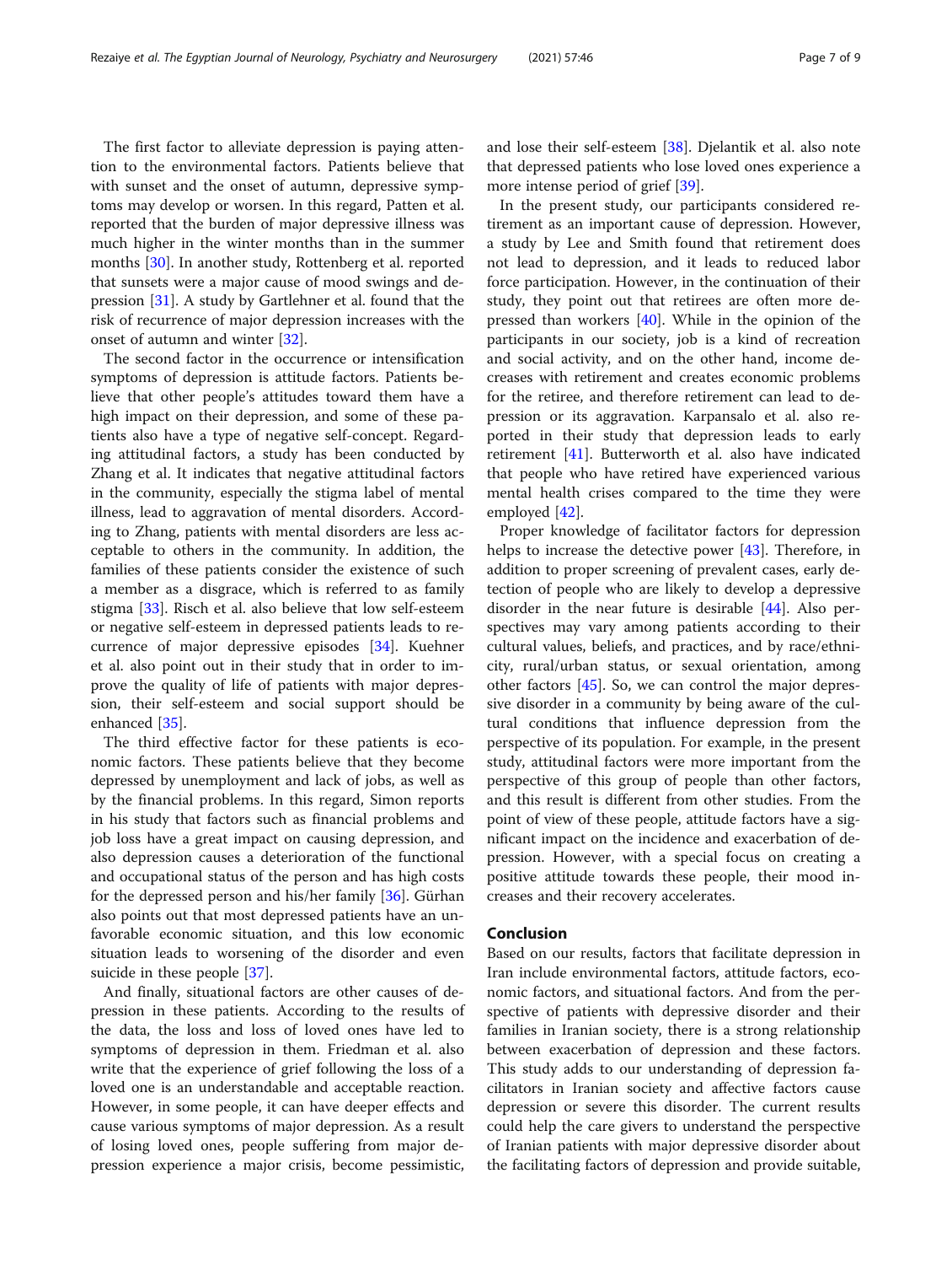The first factor to alleviate depression is paying attention to the environmental factors. Patients believe that with sunset and the onset of autumn, depressive symptoms may develop or worsen. In this regard, Patten et al. reported that the burden of major depressive illness was much higher in the winter months than in the summer months [30]. In another study, Rottenberg et al. reported that sunsets were a major cause of mood swings and depression [31]. A study by Gartlehner et al. found that the risk of recurrence of major depression increases with the onset of autumn and winter [32].

The second factor in the occurrence or intensification symptoms of depression is attitude factors. Patients believe that other people's attitudes toward them have a high impact on their depression, and some of these patients also have a type of negative self-concept. Regarding attitudinal factors, a study has been conducted by Zhang et al. It indicates that negative attitudinal factors in the community, especially the stigma label of mental illness, lead to aggravation of mental disorders. According to Zhang, patients with mental disorders are less acceptable to others in the community. In addition, the families of these patients consider the existence of such a member as a disgrace, which is referred to as family stigma [33]. Risch et al. also believe that low self-esteem or negative self-esteem in depressed patients leads to recurrence of major depressive episodes [34]. Kuehner et al. also point out in their study that in order to improve the quality of life of patients with major depression, their self-esteem and social support should be enhanced [35].

The third effective factor for these patients is economic factors. These patients believe that they become depressed by unemployment and lack of jobs, as well as by the financial problems. In this regard, Simon reports in his study that factors such as financial problems and job loss have a great impact on causing depression, and also depression causes a deterioration of the functional and occupational status of the person and has high costs for the depressed person and his/her family [36]. Gürhan also points out that most depressed patients have an unfavorable economic situation, and this low economic situation leads to worsening of the disorder and even suicide in these people [37].

And finally, situational factors are other causes of depression in these patients. According to the results of the data, the loss and loss of loved ones have led to symptoms of depression in them. Friedman et al. also write that the experience of grief following the loss of a loved one is an understandable and acceptable reaction. However, in some people, it can have deeper effects and cause various symptoms of major depression. As a result of losing loved ones, people suffering from major depression experience a major crisis, become pessimistic, and lose their self-esteem [38]. Djelantik et al. also note that depressed patients who lose loved ones experience a more intense period of grief [39].

In the present study, our participants considered retirement as an important cause of depression. However, a study by Lee and Smith found that retirement does not lead to depression, and it leads to reduced labor force participation. However, in the continuation of their study, they point out that retirees are often more depressed than workers [40]. While in the opinion of the participants in our society, job is a kind of recreation and social activity, and on the other hand, income decreases with retirement and creates economic problems for the retiree, and therefore retirement can lead to depression or its aggravation. Karpansalo et al. also reported in their study that depression leads to early retirement [41]. Butterworth et al. also have indicated that people who have retired have experienced various mental health crises compared to the time they were employed [42].

Proper knowledge of facilitator factors for depression helps to increase the detective power [43]. Therefore, in addition to proper screening of prevalent cases, early detection of people who are likely to develop a depressive disorder in the near future is desirable [44]. Also perspectives may vary among patients according to their cultural values, beliefs, and practices, and by race/ethnicity, rural/urban status, or sexual orientation, among other factors [45]. So, we can control the major depressive disorder in a community by being aware of the cultural conditions that influence depression from the perspective of its population. For example, in the present study, attitudinal factors were more important from the perspective of this group of people than other factors, and this result is different from other studies. From the point of view of these people, attitude factors have a significant impact on the incidence and exacerbation of depression. However, with a special focus on creating a positive attitude towards these people, their mood increases and their recovery accelerates.

## Conclusion

Based on our results, factors that facilitate depression in Iran include environmental factors, attitude factors, economic factors, and situational factors. And from the perspective of patients with depressive disorder and their families in Iranian society, there is a strong relationship between exacerbation of depression and these factors. This study adds to our understanding of depression facilitators in Iranian society and affective factors cause depression or severe this disorder. The current results could help the care givers to understand the perspective of Iranian patients with major depressive disorder about the facilitating factors of depression and provide suitable,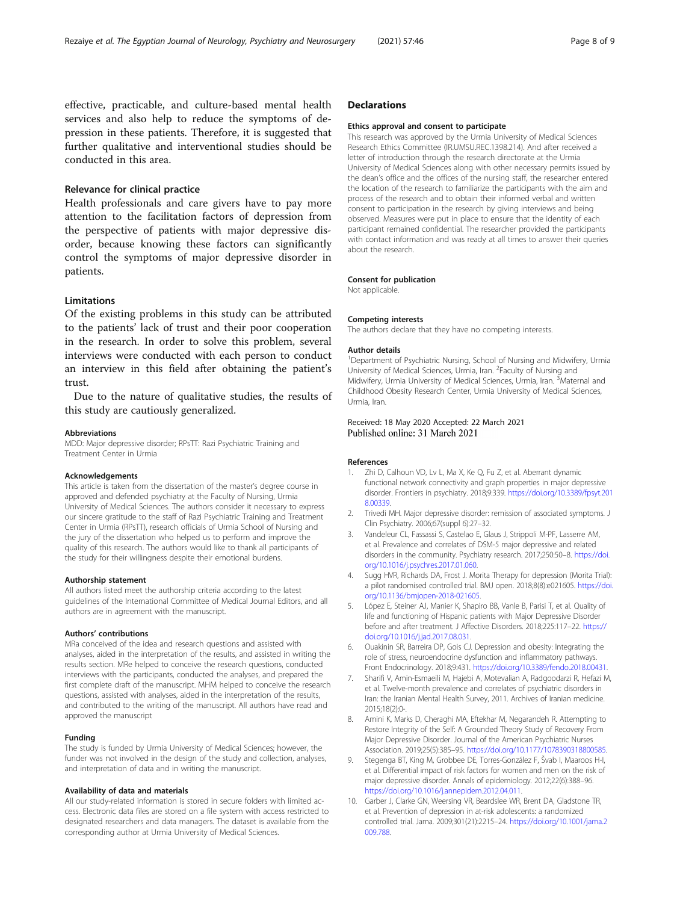effective, practicable, and culture-based mental health services and also help to reduce the symptoms of depression in these patients. Therefore, it is suggested that further qualitative and interventional studies should be conducted in this area.

## Relevance for clinical practice

Health professionals and care givers have to pay more attention to the facilitation factors of depression from the perspective of patients with major depressive disorder, because knowing these factors can significantly control the symptoms of major depressive disorder in patients.

## Limitations

Of the existing problems in this study can be attributed to the patients' lack of trust and their poor cooperation in the research. In order to solve this problem, several interviews were conducted with each person to conduct an interview in this field after obtaining the patient's trust.

Due to the nature of qualitative studies, the results of this study are cautiously generalized.

### Abbreviations

MDD: Major depressive disorder; RPsTT: Razi Psychiatric Training and Treatment Center in Urmia

### Acknowledgements

This article is taken from the dissertation of the master's degree course in approved and defended psychiatry at the Faculty of Nursing, Urmia University of Medical Sciences. The authors consider it necessary to express our sincere gratitude to the staff of Razi Psychiatric Training and Treatment Center in Urmia (RPsTT), research officials of Urmia School of Nursing and the jury of the dissertation who helped us to perform and improve the quality of this research. The authors would like to thank all participants of the study for their willingness despite their emotional burdens.

### Authorship statement

All authors listed meet the authorship criteria according to the latest guidelines of the International Committee of Medical Journal Editors, and all authors are in agreement with the manuscript.

### Authors' contributions

MRa conceived of the idea and research questions and assisted with analyses, aided in the interpretation of the results, and assisted in writing the results section. MRe helped to conceive the research questions, conducted interviews with the participants, conducted the analyses, and prepared the first complete draft of the manuscript. MHM helped to conceive the research questions, assisted with analyses, aided in the interpretation of the results, and contributed to the writing of the manuscript. All authors have read and approved the manuscript

### Funding

The study is funded by Urmia University of Medical Sciences; however, the funder was not involved in the design of the study and collection, analyses, and interpretation of data and in writing the manuscript.

### Availability of data and materials

All our study-related information is stored in secure folders with limited access. Electronic data files are stored on a file system with access restricted to designated researchers and data managers. The dataset is available from the corresponding author at Urmia University of Medical Sciences.

## Declarations

### Ethics approval and consent to participate

This research was approved by the Urmia University of Medical Sciences Research Ethics Committee (IR.UMSU.REC.1398.214). And after received a letter of introduction through the research directorate at the Urmia University of Medical Sciences along with other necessary permits issued by the dean's office and the offices of the nursing staff, the researcher entered the location of the research to familiarize the participants with the aim and process of the research and to obtain their informed verbal and written consent to participation in the research by giving interviews and being observed. Measures were put in place to ensure that the identity of each participant remained confidential. The researcher provided the participants with contact information and was ready at all times to answer their queries about the research.

### Consent for publication

Not applicable.

### Competing interests

The authors declare that they have no competing interests.

### Author details

[1]Department of Psychiatric Nursing, School of Nursing and Midwifery, Urmia University of Medical Sciences, Urmia, Iran. [2]Faculty of Nursing and Midwifery, Urmia University of Medical Sciences, Urmia, Iran. [3]Maternal and Childhood Obesity Research Center, Urmia University of Medical Sciences, Urmia, Iran.

Received: 18 May 2020 Accepted: 22 March 2021
Published online: 31 March 2021

### References

1. Zhi D, Calhoun VD, Lv L, Ma X, Ke Q, Fu Z, et al. Aberrant dynamic functional network connectivity and graph properties in major depressive disorder. Frontiers in psychiatry. 2018;9:339. https://doi.org/10.3389/fpsyt.2018.00339.
2. Trivedi MH. Major depressive disorder: remission of associated symptoms. J Clin Psychiatry. 2006;67(suppl 6):27–32.
3. Vandeleur CL, Fassassi S, Castelao E, Glaus J, Strippoli M-PF, Lasserre AM, et al. Prevalence and correlates of DSM-5 major depressive and related disorders in the community. Psychiatry research. 2017;250:50–8. https://doi.org/10.1016/j.psychres.2017.01.060.
4. Sugg HVR, Richards DA, Frost J. Morita Therapy for depression (Morita Trial): a pilot randomised controlled trial. BMJ open. 2018;8(8):e021605. https://doi.org/10.1136/bmjopen-2018-021605.
5. López E, Steiner AJ, Manier K, Shapiro BB, Vanle B, Parisi T, et al. Quality of life and functioning of Hispanic patients with Major Depressive Disorder before and after treatment. J Affective Disorders. 2018;225:117–22. https://doi.org/10.1016/j.jad.2017.08.031.
6. Ouakinin SR, Barreira DP, Gois CJ. Depression and obesity: Integrating the role of stress, neuroendocrine dysfunction and inflammatory pathways. Front Endocrinology. 2018;9:431. https://doi.org/10.3389/fendo.2018.00431.
7. Sharifi V, Amin-Esmaeili M, Hajebi A, Motevalian A, Radgoodarzi R, Hefazi M, et al. Twelve-month prevalence and correlates of psychiatric disorders in Iran: the Iranian Mental Health Survey, 2011. Archives of Iranian medicine. 2015;18(2):0-.
8. Amini K, Marks D, Cheraghi MA, Eftekhar M, Negarandeh R. Attempting to Restore Integrity of the Self: A Grounded Theory Study of Recovery From Major Depressive Disorder. Journal of the American Psychiatric Nurses Association. 2019;25(5):385–95. https://doi.org/10.1177/1078390318800585.
9. Stegenga BT, King M, Grobbee DE, Torres-González F, Švab I, Maaroos H-I, et al. Differential impact of risk factors for women and men on the risk of major depressive disorder. Annals of epidemiology. 2012;22(6):388–96. https://doi.org/10.1016/j.annepidem.2012.04.011.
10. Garber J, Clarke GN, Weersing VR, Beardslee WR, Brent DA, Gladstone TR, et al. Prevention of depression in at-risk adolescents: a randomized controlled trial. Jama. 2009;301(21):2215–24. https://doi.org/10.1001/jama.2009.788.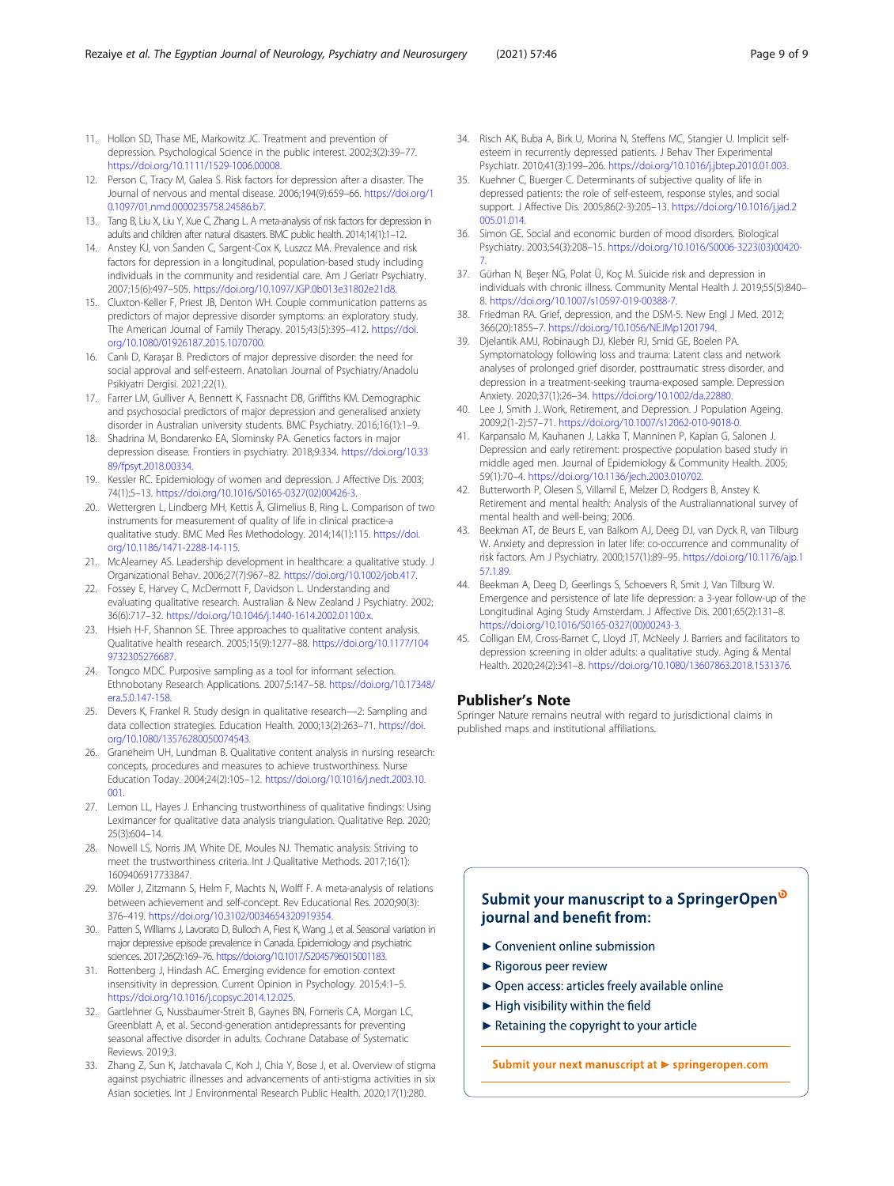11. Hollon SD, Thase ME, Markowitz JC. Treatment and prevention of depression. Psychological Science in the public interest. 2002;3(2):39–77. https://doi.org/10.1111/1529-1006.00008.
12. Person C, Tracy M, Galea S. Risk factors for depression after a disaster. The Journal of nervous and mental disease. 2006;194(9):659–66. https://doi.org/10.1097/01.nmd.0000235758.24586.b7.
13. Tang B, Liu X, Liu Y, Xue C, Zhang L. A meta-analysis of risk factors for depression in adults and children after natural disasters. BMC public health. 2014;14(1):1–12.
14. Anstey KJ, von Sanden C, Sargent-Cox K, Luszcz MA. Prevalence and risk factors for depression in a longitudinal, population-based study including individuals in the community and residential care. Am J Geriatr Psychiatry. 2007;15(6):497–505. https://doi.org/10.1097/JGP.0b013e31802e21d8.
15. Cluxton-Keller F, Priest JB, Denton WH. Couple communication patterns as predictors of major depressive disorder symptoms: an exploratory study. The American Journal of Family Therapy. 2015;43(5):395–412. https://doi.org/10.1080/01926187.2015.1070700.
16. Canlı D, Karaşar B. Predictors of major depressive disorder: the need for social approval and self-esteem. Anatolian Journal of Psychiatry/Anadolu Psikiyatri Dergisi. 2021;22(1).
17. Farrer LM, Gulliver A, Bennett K, Fassnacht DB, Griffiths KM. Demographic and psychosocial predictors of major depression and generalised anxiety disorder in Australian university students. BMC Psychiatry. 2016;16(1):1–9.
18. Shadrina M, Bondarenko EA, Slominsky PA. Genetics factors in major depression disease. Frontiers in psychiatry. 2018;9:334. https://doi.org/10.3389/fpsyt.2018.00334.
19. Kessler RC. Epidemiology of women and depression. J Affective Dis. 2003; 74(1):5–13. https://doi.org/10.1016/S0165-0327(02)00426-3.
20. Wettergren L, Lindberg MH, Kettis Å, Glimelius B, Ring L. Comparison of two instruments for measurement of quality of life in clinical practice-a qualitative study. BMC Med Res Methodology. 2014;14(1):115. https://doi.org/10.1186/1471-2288-14-115.
21. McAlearney AS. Leadership development in healthcare: a qualitative study. J Organizational Behav. 2006;27(7):967–82. https://doi.org/10.1002/job.417.
22. Fossey E, Harvey C, McDermott F, Davidson L. Understanding and evaluating qualitative research. Australian & New Zealand J Psychiatry. 2002; 36(6):717–32. https://doi.org/10.1046/j.1440-1614.2002.01100.x.
23. Hsieh H-F, Shannon SE. Three approaches to qualitative content analysis. Qualitative health research. 2005;15(9):1277–88. https://doi.org/10.1177/1049732305276687.
24. Tongco MDC. Purposive sampling as a tool for informant selection. Ethnobotany Research Applications. 2007;5:147–58. https://doi.org/10.17348/era.5.0.147-158.
25. Devers K, Frankel R. Study design in qualitative research—2: Sampling and data collection strategies. Education Health. 2000;13(2):263–71. https://doi.org/10.1080/13576280050074543.
26. Graneheim UH, Lundman B. Qualitative content analysis in nursing research: concepts, procedures and measures to achieve trustworthiness. Nurse Education Today. 2004;24(2):105–12. https://doi.org/10.1016/j.nedt.2003.10.001.
27. Lemon LL, Hayes J. Enhancing trustworthiness of qualitative findings: Using Leximancer for qualitative data analysis triangulation. Qualitative Rep. 2020; 25(3):604–14.
28. Nowell LS, Norris JM, White DE, Moules NJ. Thematic analysis: Striving to meet the trustworthiness criteria. Int J Qualitative Methods. 2017;16(1): 1609406917733847.
29. Möller J, Zitzmann S, Helm F, Machts N, Wolff F. A meta-analysis of relations between achievement and self-concept. Rev Educational Res. 2020;90(3): 376–419. https://doi.org/10.3102/0034654320919354.
30. Patten S, Williams J, Lavorato D, Bulloch A, Fiest K, Wang J, et al. Seasonal variation in major depressive episode prevalence in Canada. Epidemiology and psychiatric sciences. 2017;26(2):169–76. https://doi.org/10.1017/S2045796015001183.
31. Rottenberg J, Hindash AC. Emerging evidence for emotion context insensitivity in depression. Current Opinion in Psychology. 2015;4:1–5. https://doi.org/10.1016/j.copsyc.2014.12.025.
32. Gartlehner G, Nussbaumer-Streit B, Gaynes BN, Forneris CA, Morgan LC, Greenblatt A, et al. Second-generation antidepressants for preventing seasonal affective disorder in adults. Cochrane Database of Systematic Reviews. 2019;3.
33. Zhang Z, Sun K, Jatchavala C, Koh J, Chia Y, Bose J, et al. Overview of stigma against psychiatric illnesses and advancements of anti-stigma activities in six Asian societies. Int J Environmental Research Public Health. 2020;17(1):280.
34. Risch AK, Buba A, Birk U, Morina N, Steffens MC, Stangier U. Implicit self-esteem in recurrently depressed patients. J Behav Ther Experimental Psychiatr. 2010;41(3):199–206. https://doi.org/10.1016/j.jbtep.2010.01.003.
35. Kuehner C, Buerger C. Determinants of subjective quality of life in depressed patients: the role of self-esteem, response styles, and social support. J Affective Dis. 2005;86(2-3):205–13. https://doi.org/10.1016/j.jad.2005.01.014.
36. Simon GE. Social and economic burden of mood disorders. Biological Psychiatry. 2003;54(3):208–15. https://doi.org/10.1016/S0006-3223(03)00420-7.
37. Gürhan N, Beşer NG, Polat Ü, Koç M. Suicide risk and depression in individuals with chronic illness. Community Mental Health J. 2019;55(5):840–8. https://doi.org/10.1007/s10597-019-00388-7.
38. Friedman RA. Grief, depression, and the DSM-5. New Engl J Med. 2012; 366(20):1855–7. https://doi.org/10.1056/NEJMp1201794.
39. Djelantik AMJ, Robinaugh DJ, Kleber RJ, Smid GE, Boelen PA. Symptomatology following loss and trauma: Latent class and network analyses of prolonged grief disorder, posttraumatic stress disorder, and depression in a treatment-seeking trauma-exposed sample. Depression Anxiety. 2020;37(1):26–34. https://doi.org/10.1002/da.22880.
40. Lee J, Smith J. Work, Retirement, and Depression. J Population Ageing. 2009;2(1-2):57–71. https://doi.org/10.1007/s12062-010-9018-0.
41. Karpansalo M, Kauhanen J, Lakka T, Manninen P, Kaplan G, Salonen J. Depression and early retirement: prospective population based study in middle aged men. Journal of Epidemiology & Community Health. 2005; 59(1):70–4. https://doi.org/10.1136/jech.2003.010702.
42. Butterworth P, Olesen S, Villamil E, Melzer D, Rodgers B, Anstey K. Retirement and mental health: Analysis of the Australiannational survey of mental health and well-being; 2006.
43. Beekman AT, de Beurs E, van Balkom AJ, Deeg DJ, van Dyck R, van Tilburg W. Anxiety and depression in later life: co-occurrence and communality of risk factors. Am J Psychiatry. 2000;157(1):89–95. https://doi.org/10.1176/ajp.157.1.89.
44. Beekman A, Deeg D, Geerlings S, Schoevers R, Smit J, Van Tilburg W. Emergence and persistence of late life depression: a 3-year follow-up of the Longitudinal Aging Study Amsterdam. J Affective Dis. 2001;65(2):131–8. https://doi.org/10.1016/S0165-0327(00)00243-3.
45. Colligan EM, Cross-Barnet C, Lloyd JT, McNeely J. Barriers and facilitators to depression screening in older adults: a qualitative study. Aging & Mental Health. 2020;24(2):341–8. https://doi.org/10.1080/13607863.2018.1531376.

## Publisher's Note

Springer Nature remains neutral with regard to jurisdictional claims in published maps and institutional affiliations.